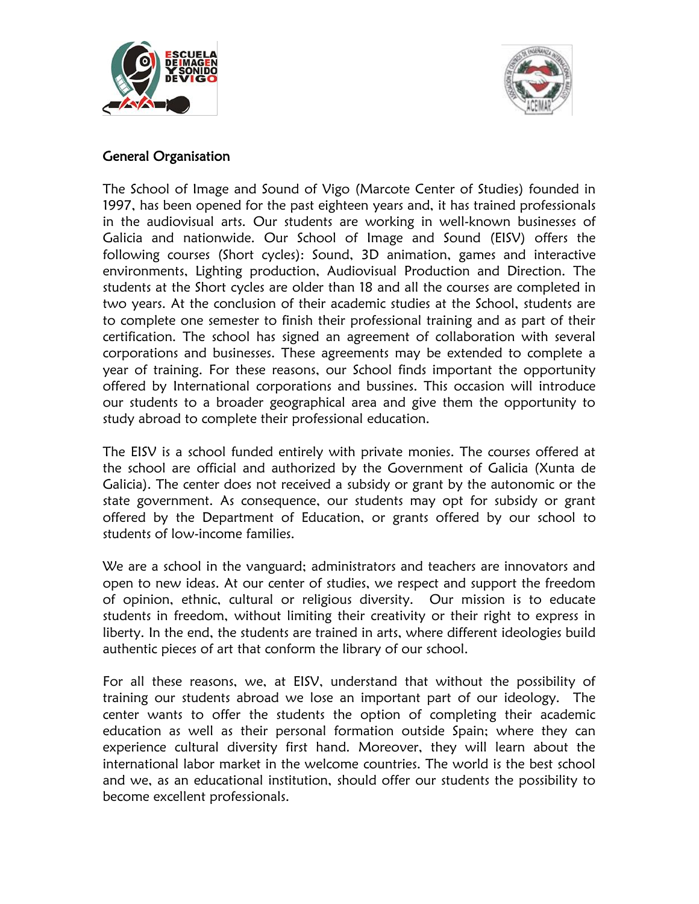## General Organisation

The School of Image and Sound of Vigo (Marcote Center of Studies) founded in 1997, has been opened for the past eighteen years and, it has trained professionals in the audiovisual arts. Our students are working in well-known businesses of Galicia and nationwide. Our School of Image and Sound (EISV) offers the following courses (Short cycles): Sound, 3D animation, games and interactive environments, Lighting production, Audiovisual Production and Direction. The students at the Short cycles are older than 18 and all the courses are completed in two years. At the conclusion of their academic studies at the School, students are to complete one semester to finish their professional training and as part of their certification. The school has signed an agreement of collaboration with several corporations and businesses. These agreements may be extended to complete a year of training. For these reasons, our School finds important the opportunity offered by International corporations and bussines. This occasion will introduce our students to a broader geographical area and give them the opportunity to study abroad to complete their professional education.

The EISV is a school funded entirely with private monies. The courses offered at the school are official and authorized by the Government of Galicia (Xunta de Galicia). The center does not received a subsidy or grant by the autonomic or the state government. As consequence, our students may opt for subsidy or grant offered by the Department of Education, or grants offered by our school to students of low-income families.

We are a school in the vanguard; administrators and teachers are innovators and open to new ideas. At our center of studies, we respect and support the freedom of opinion, ethnic, cultural or religious diversity. Our mission is to educate students in freedom, without limiting their creativity or their right to express in liberty. In the end, the students are trained in arts, where different ideologies build authentic pieces of art that conform the library of our school.

For all these reasons, we, at EISV, understand that without the possibility of training our students abroad we lose an important part of our ideology. The center wants to offer the students the option of completing their academic education as well as their personal formation outside Spain; where they can experience cultural diversity first hand. Moreover, they will learn about the international labor market in the welcome countries. The world is the best school and we, as an educational institution, should offer our students the possibility to become excellent professionals.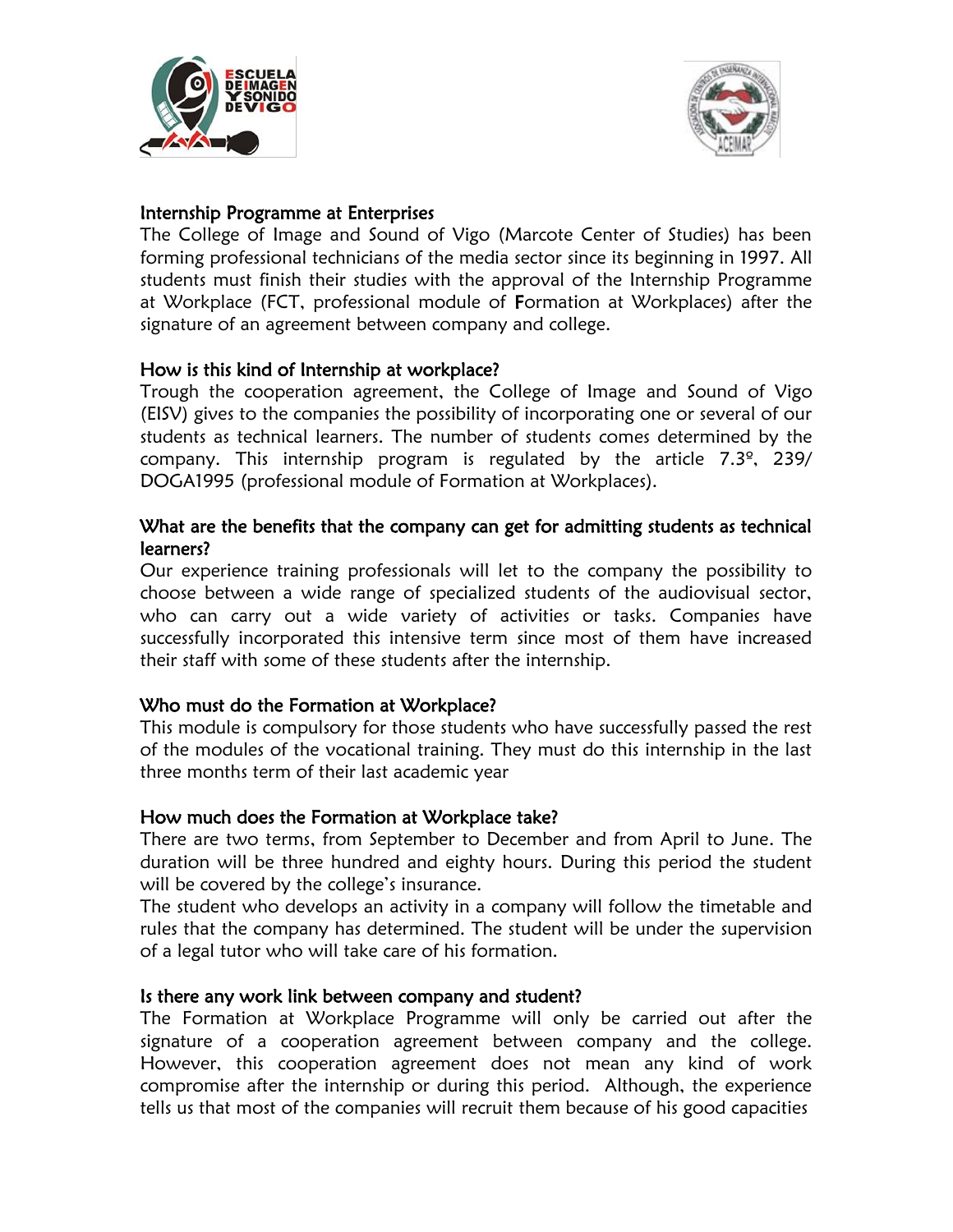## Internship Programme at Enterprises

The College of Image and Sound of Vigo (Marcote Center of Studies) has been forming professional technicians of the media sector since its beginning in 1997. All students must finish their studies with the approval of the Internship Programme at Workplace (FCT, professional module of **F**ormation at Workplaces) after the signature of an agreement between company and college.

## How is this kind of Internship at workplace?

Trough the cooperation agreement, the College of Image and Sound of Vigo (EISV) gives to the companies the possibility of incorporating one or several of our students as technical learners. The number of students comes determined by the company. This internship program is regulated by the article 7.3º, 239/ DOGA1995 (professional module of Formation at Workplaces).

## What are the benefits that the company can get for admitting students as technical learners?

Our experience training professionals will let to the company the possibility to choose between a wide range of specialized students of the audiovisual sector, who can carry out a wide variety of activities or tasks. Companies have successfully incorporated this intensive term since most of them have increased their staff with some of these students after the internship.

## Who must do the Formation at Workplace?

This module is compulsory for those students who have successfully passed the rest of the modules of the vocational training. They must do this internship in the last three months term of their last academic year

## How much does the Formation at Workplace take?

There are two terms, from September to December and from April to June. The duration will be three hundred and eighty hours. During this period the student will be covered by the college's insurance.

The student who develops an activity in a company will follow the timetable and rules that the company has determined. The student will be under the supervision of a legal tutor who will take care of his formation.

## Is there any work link between company and student?

The Formation at Workplace Programme will only be carried out after the signature of a cooperation agreement between company and the college. However, this cooperation agreement does not mean any kind of work compromise after the internship or during this period. Although, the experience tells us that most of the companies will recruit them because of his good capacities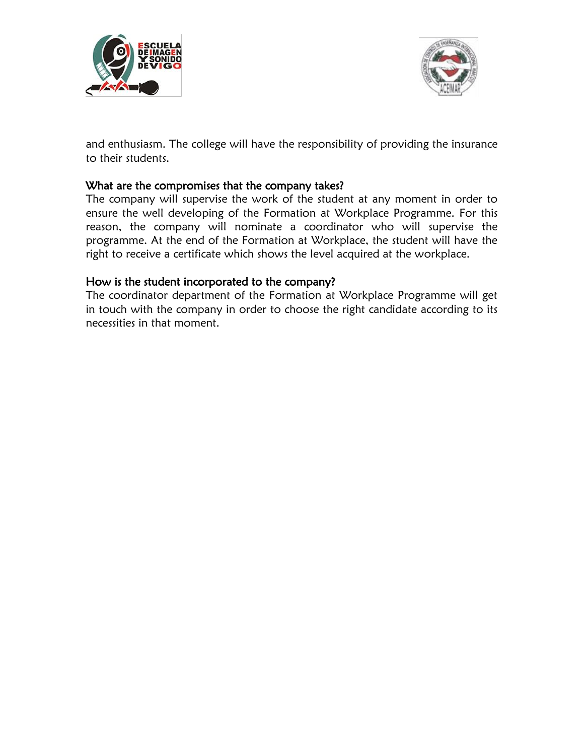and enthusiasm. The college will have the responsibility of providing the insurance to their students.

## What are the compromises that the company takes?

The company will supervise the work of the student at any moment in order to ensure the well developing of the Formation at Workplace Programme. For this reason, the company will nominate a coordinator who will supervise the programme. At the end of the Formation at Workplace, the student will have the right to receive a certificate which shows the level acquired at the workplace.

## How is the student incorporated to the company?

The coordinator department of the Formation at Workplace Programme will get in touch with the company in order to choose the right candidate according to its necessities in that moment.